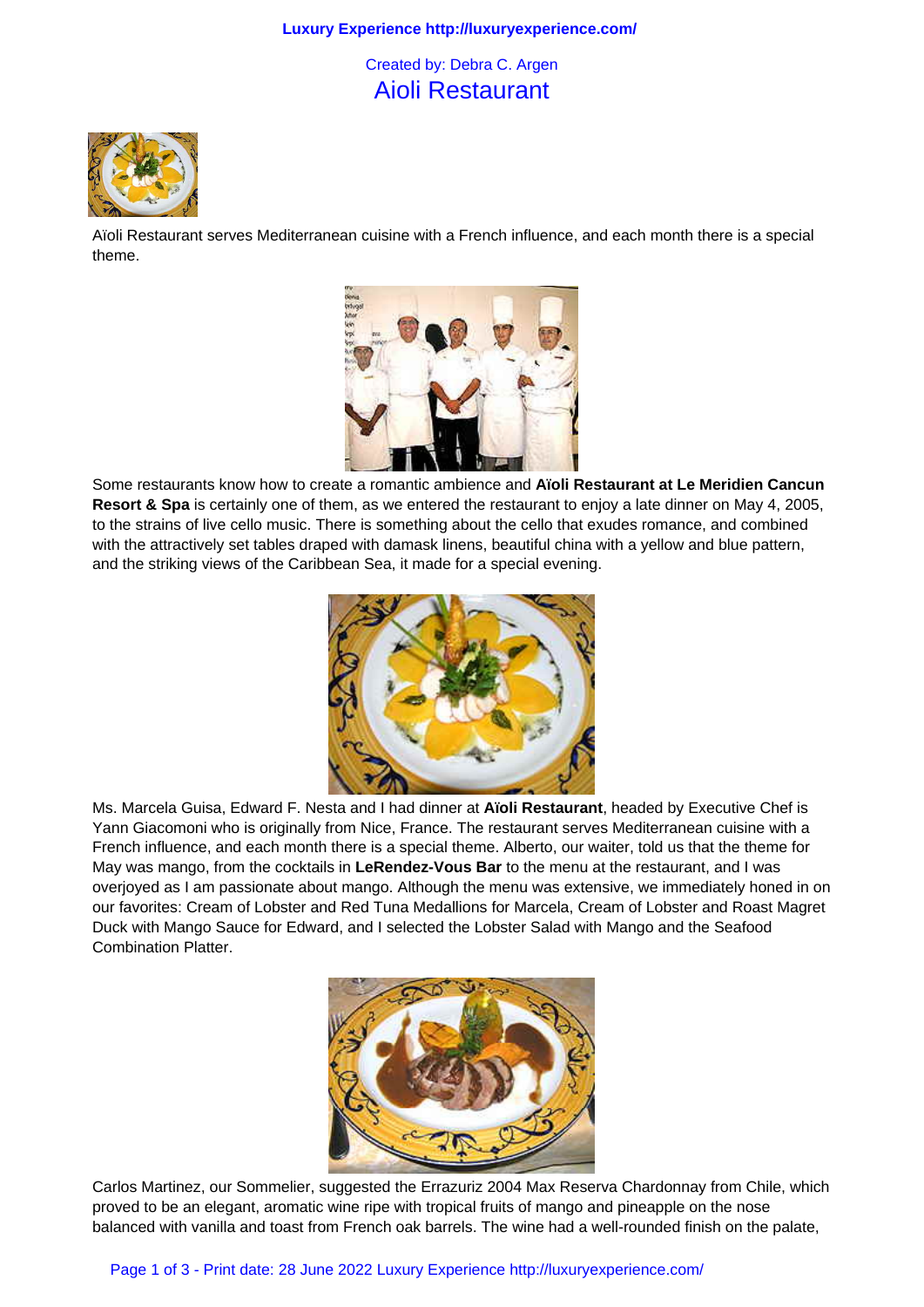Created by: Debra C. Argen

# Aioli Restaurant

Aïoli Restaurant serves Mediterranean cuisine with a French influence, and each month there is a special theme.

Some restaurants know how to create a romantic ambience and **Aïoli Restaurant at Le Meridien Cancun Resort & Spa** is certainly one of them, as we entered the restaurant to enjoy a late dinner on May 4, 2005, to the strains of live cello music. There is something about the cello that exudes romance, and combined with the attractively set tables draped with damask linens, beautiful china with a yellow and blue pattern, and the striking views of the Caribbean Sea, it made for a special evening.

Ms. Marcela Guisa, Edward F. Nesta and I had dinner at **Aïoli Restaurant**, headed by Executive Chef is Yann Giacomoni who is originally from Nice, France. The restaurant serves Mediterranean cuisine with a French influence, and each month there is a special theme. Alberto, our waiter, told us that the theme for May was mango, from the cocktails in **LeRendez-Vous Bar** to the menu at the restaurant, and I was overjoyed as I am passionate about mango. Although the menu was extensive, we immediately honed in on our favorites: Cream of Lobster and Red Tuna Medallions for Marcela, Cream of Lobster and Roast Magret Duck with Mango Sauce for Edward, and I selected the Lobster Salad with Mango and the Seafood Combination Platter.

Carlos Martinez, our Sommelier, suggested the Errazuriz 2004 Max Reserva Chardonnay from Chile, which proved to be an elegant, aromatic wine ripe with tropical fruits of mango and pineapple on the nose balanced with vanilla and toast from French oak barrels. The wine had a well-rounded finish on the palate,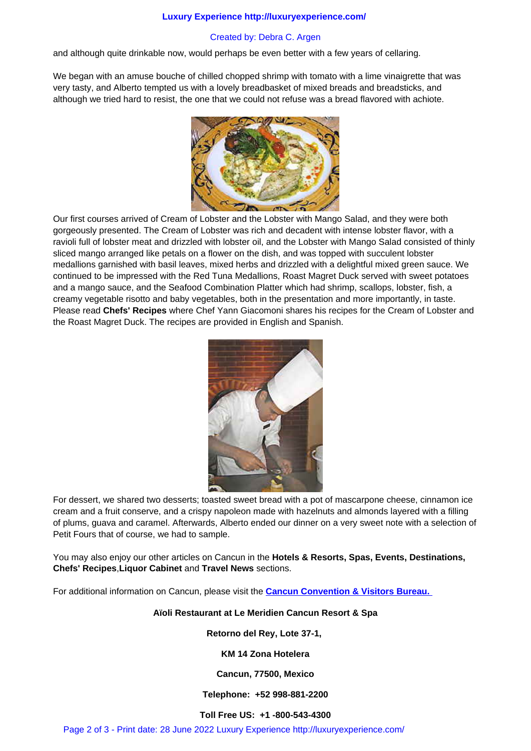and although quite drinkable now, would perhaps be even better with a few years of cellaring.

We began with an amuse bouche of chilled chopped shrimp with tomato with a lime vinaigrette that was very tasty, and Alberto tempted us with a lovely breadbasket of mixed breads and breadsticks, and although we tried hard to resist, the one that we could not refuse was a bread flavored with achiote.

Our first courses arrived of Cream of Lobster and the Lobster with Mango Salad, and they were both gorgeously presented. The Cream of Lobster was rich and decadent with intense lobster flavor, with a ravioli full of lobster meat and drizzled with lobster oil, and the Lobster with Mango Salad consisted of thinly sliced mango arranged like petals on a flower on the dish, and was topped with succulent lobster medallions garnished with basil leaves, mixed herbs and drizzled with a delightful mixed green sauce. We continued to be impressed with the Red Tuna Medallions, Roast Magret Duck served with sweet potatoes and a mango sauce, and the Seafood Combination Platter which had shrimp, scallops, lobster, fish, a creamy vegetable risotto and baby vegetables, both in the presentation and more importantly, in taste. Please read **Chefs' Recipes** where Chef Yann Giacomoni shares his recipes for the Cream of Lobster and the Roast Magret Duck. The recipes are provided in English and Spanish.

For dessert, we shared two desserts; toasted sweet bread with a pot of mascarpone cheese, cinnamon ice cream and a fruit conserve, and a crispy napoleon made with hazelnuts and almonds layered with a filling of plums, guava and caramel. Afterwards, Alberto ended our dinner on a very sweet note with a selection of Petit Fours that of course, we had to sample.

You may also enjoy our other articles on Cancun in the **Hotels & Resorts, Spas, Events, Destinations, Chefs' Recipes**,**Liquor Cabinet** and **Travel News** sections.

For additional information on Cancun, please visit the **Cancun Convention & Visitors Bureau.**

**Aïoli Restaurant at Le Meridien Cancun Resort & Spa**

**Retorno del Rey, Lote 37-1,**

**KM 14 Zona Hotelera**

**Cancun, 77500, Mexico**

**Telephone: +52 998-881-2200**

**Toll Free US: +1 -800-543-4300**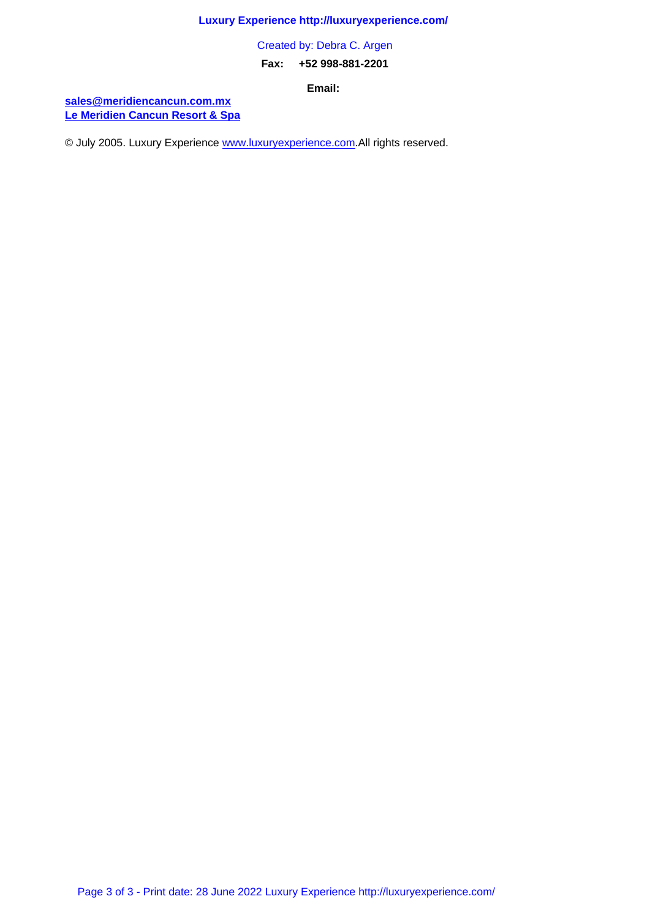Created by: Debra C. Argen

**Fax:** **+52 998-881-2201**

**Email:**

**sales@meridiencancun.com.mx**
**Le Meridien Cancun Resort & Spa**

© July 2005. Luxury Experience www.luxuryexperience.com.All rights reserved.